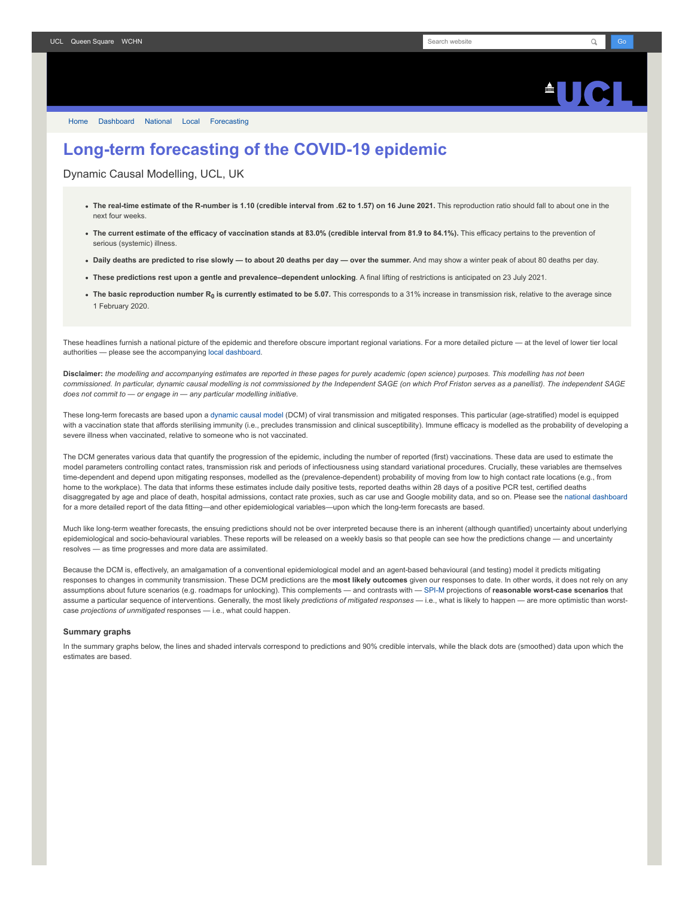UCL Queen Square WCHN

Home Dashboard National Local Forecasting

# Long-term forecasting of the COVID-19 epidemic

Dynamic Causal Modelling, UCL, UK

- **The real-time estimate of the R-number is 1.10 (credible interval from .62 to 1.57) on 16 June 2021.** This reproduction ratio should fall to about one in the next four weeks.
- **The current estimate of the efficacy of vaccination stands at 83.0% (credible interval from 81.9 to 84.1%).** This efficacy pertains to the prevention of serious (systemic) illness.
- **Daily deaths are predicted to rise slowly — to about 20 deaths per day — over the summer.** And may show a winter peak of about 80 deaths per day.
- **These predictions rest upon a gentle and prevalence–dependent unlocking**. A final lifting of restrictions is anticipated on 23 July 2021.
- **The basic reproduction number $R_0$ is currently estimated to be 5.07.** This corresponds to a 31% increase in transmission risk, relative to the average since 1 February 2020.

These headlines furnish a national picture of the epidemic and therefore obscure important regional variations. For a more detailed picture — at the level of lower tier local authorities — please see the accompanying local dashboard.

**Disclaimer:** *the modelling and accompanying estimates are reported in these pages for purely academic (open science) purposes. This modelling has not been commissioned. In particular, dynamic causal modelling is not commissioned by the Independent SAGE (on which Prof Friston serves as a panellist). The independent SAGE does not commit to — or engage in — any particular modelling initiative.*

These long-term forecasts are based upon a dynamic causal model (DCM) of viral transmission and mitigated responses. This particular (age-stratified) model is equipped with a vaccination state that affords sterilising immunity (i.e., precludes transmission and clinical susceptibility). Immune efficacy is modelled as the probability of developing a severe illness when vaccinated, relative to someone who is not vaccinated.

The DCM generates various data that quantify the progression of the epidemic, including the number of reported (first) vaccinations. These data are used to estimate the model parameters controlling contact rates, transmission risk and periods of infectiousness using standard variational procedures. Crucially, these variables are themselves time-dependent and depend upon mitigating responses, modelled as the (prevalence-dependent) probability of moving from low to high contact rate locations (e.g., from home to the workplace). The data that informs these estimates include daily positive tests, reported deaths within 28 days of a positive PCR test, certified deaths disaggregated by age and place of death, hospital admissions, contact rate proxies, such as car use and Google mobility data, and so on. Please see the national dashboard for a more detailed report of the data fitting—and other epidemiological variables—upon which the long-term forecasts are based.

Much like long-term weather forecasts, the ensuing predictions should not be over interpreted because there is an inherent (although quantified) uncertainty about underlying epidemiological and socio-behavioural variables. These reports will be released on a weekly basis so that people can see how the predictions change — and uncertainty resolves — as time progresses and more data are assimilated.

Because the DCM is, effectively, an amalgamation of a conventional epidemiological model and an agent-based behavioural (and testing) model it predicts mitigating responses to changes in community transmission. These DCM predictions are the **most likely outcomes** given our responses to date. In other words, it does not rely on any assumptions about future scenarios (e.g. roadmaps for unlocking). This complements — and contrasts with — SPI-M projections of **reasonable worst-case scenarios** that assume a particular sequence of interventions. Generally, the most likely *predictions of mitigated responses* — i.e., what is likely to happen — are more optimistic than worst-case *projections of unmitigated* responses — i.e., what could happen.

### Summary graphs

In the summary graphs below, the lines and shaded intervals correspond to predictions and 90% credible intervals, while the black dots are (smoothed) data upon which the estimates are based.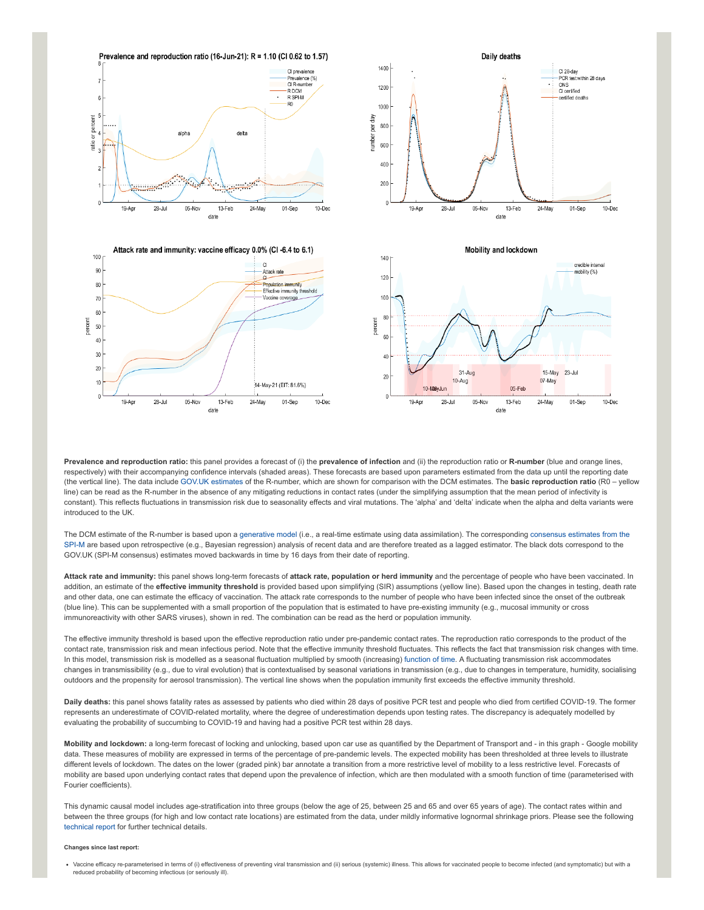Prevalence and reproduction ratio (16-Jun-21): R = 1.10 (CI 0.62 to 1.57)

Daily deaths

Attack rate and immunity: vaccine efficacy 0.0% (CI -6.4 to 6.1)

Mobility and lockdown

**Prevalence and reproduction ratio:** this panel provides a forecast of (i) the **prevalence of infection** and (ii) the reproduction ratio or **R-number** (blue and orange lines, respectively) with their accompanying confidence intervals (shaded areas). These forecasts are based upon parameters estimated from the data up until the reporting date (the vertical line). The data include GOV.UK estimates of the R-number, which are shown for comparison with the DCM estimates. The **basic reproduction ratio** (R0 – yellow line) can be read as the R-number in the absence of any mitigating reductions in contact rates (under the simplifying assumption that the mean period of infectivity is constant). This reflects fluctuations in transmission risk due to seasonality effects and viral mutations. The 'alpha' and 'delta' indicate when the alpha and delta variants were introduced to the UK.

The DCM estimate of the R-number is based upon a generative model (i.e., a real-time estimate using data assimilation). The corresponding consensus estimates from the SPI-M are based upon retrospective (e.g., Bayesian regression) analysis of recent data and are therefore treated as a lagged estimator. The black dots correspond to the GOV.UK (SPI-M consensus) estimates moved backwards in time by 16 days from their date of reporting.

**Attack rate and immunity:** this panel shows long-term forecasts of **attack rate, population or herd immunity** and the percentage of people who have been vaccinated. In addition, an estimate of the **effective immunity threshold** is provided based upon simplifying (SIR) assumptions (yellow line). Based upon the changes in testing, death rate and other data, one can estimate the efficacy of vaccination. The attack rate corresponds to the number of people who have been infected since the onset of the outbreak (blue line). This can be supplemented with a small proportion of the population that is estimated to have pre-existing immunity (e.g., mucosal immunity or cross immunoreactivity with other SARS viruses), shown in red. The combination can be read as the herd or population immunity.

The effective immunity threshold is based upon the effective reproduction ratio under pre-pandemic contact rates. The reproduction ratio corresponds to the product of the contact rate, transmission risk and mean infectious period. Note that the effective immunity threshold fluctuates. This reflects the fact that transmission risk changes with time. In this model, transmission risk is modelled as a seasonal fluctuation multiplied by smooth (increasing) function of time. A fluctuating transmission risk accommodates changes in transmissibility (e.g., due to viral evolution) that is contextualised by seasonal variations in transmission (e.g., due to changes in temperature, humidity, socialising outdoors and the propensity for aerosol transmission). The vertical line shows when the population immunity first exceeds the effective immunity threshold.

**Daily deaths:** this panel shows fatality rates as assessed by patients who died within 28 days of positive PCR test and people who died from certified COVID-19. The former represents an underestimate of COVID-related mortality, where the degree of underestimation depends upon testing rates. The discrepancy is adequately modelled by evaluating the probability of succumbing to COVID-19 and having had a positive PCR test within 28 days.

**Mobility and lockdown:** a long-term forecast of locking and unlocking, based upon car use as quantified by the Department of Transport and - in this graph - Google mobility data. These measures of mobility are expressed in terms of the percentage of pre-pandemic levels. The expected mobility has been thresholded at three levels to illustrate different levels of lockdown. The dates on the lower (graded pink) bar annotate a transition from a more restrictive level of mobility to a less restrictive level. Forecasts of mobility are based upon underlying contact rates that depend upon the prevalence of infection, which are then modulated with a smooth function of time (parameterised with Fourier coefficients).

This dynamic causal model includes age-stratification into three groups (below the age of 25, between 25 and 65 and over 65 years of age). The contact rates within and between the three groups (for high and low contact rate locations) are estimated from the data, under mildly informative lognormal shrinkage priors. Please see the following technical report for further technical details.

**Changes since last report:**

- Vaccine efficacy re-parameterised in terms of (i) effectiveness of preventing viral transmission and (ii) serious (systemic) illness. This allows for vaccinated people to become infected (and symptomatic) but with a reduced probability of becoming infectious (or seriously ill).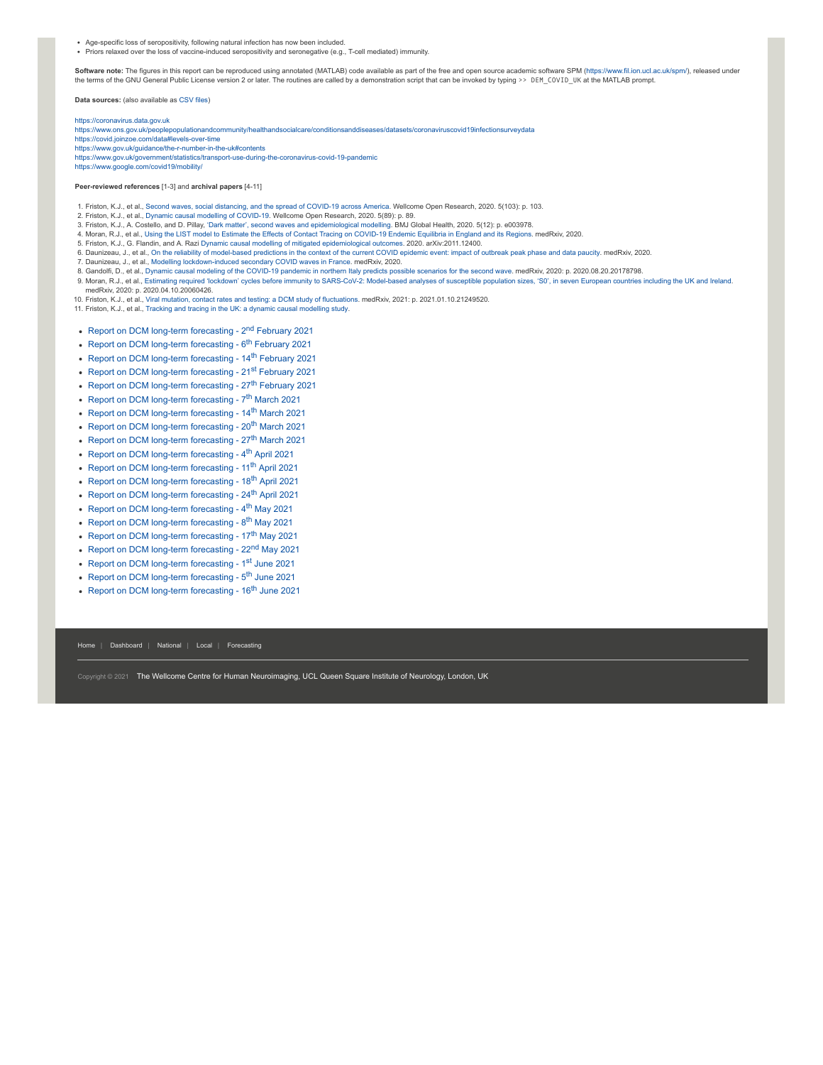- Age-specific loss of seropositivity, following natural infection has now been included.
- Priors relaxed over the loss of vaccine-induced seropositivity and seronegative (e.g., T-cell mediated) immunity.

**Software note:** The figures in this report can be reproduced using annotated (MATLAB) code available as part of the free and open source academic software SPM (https://www.fil.ion.ucl.ac.uk/spm/), released under the terms of the GNU General Public License version 2 or later. The routines are called by a demonstration script that can be invoked by typing `>> DEM_COVID_UK` at the MATLAB prompt.

**Data sources:** (also available as CSV files)

https://coronavirus.data.gov.uk
https://www.ons.gov.uk/peoplepopulationandcommunity/healthandsocialcare/conditionsanddiseases/datasets/coronaviruscovid19infectionsurveydata
https://covid.joinzoe.com/data#levels-over-time
https://www.gov.uk/guidance/the-r-number-in-the-uk#contents
https://www.gov.uk/government/statistics/transport-use-during-the-coronavirus-covid-19-pandemic
https://www.google.com/covid19/mobility/

**Peer-reviewed references** [1-3] and **archival papers** [4-11]

1. Friston, K.J., et al., Second waves, social distancing, and the spread of COVID-19 across America. Wellcome Open Research, 2020. 5(103): p. 103.
2. Friston, K.J., et al., Dynamic causal modelling of COVID-19. Wellcome Open Research, 2020. 5(89): p. 89.
3. Friston, K.J., A. Costello, and D. Pillay, 'Dark matter', second waves and epidemiological modelling. BMJ Global Health, 2020. 5(12): p. e003978.
4. Moran, R.J., et al., Using the LIST model to Estimate the Effects of Contact Tracing on COVID-19 Endemic Equilibria in England and its Regions. medRxiv, 2020.
5. Friston, K.J., G. Flandin, and A. Razi Dynamic causal modelling of mitigated epidemiological outcomes. 2020. arXiv:2011.12400.
6. Daunizeau, J., et al., On the reliability of model-based predictions in the context of the current COVID epidemic event: impact of outbreak peak phase and data paucity. medRxiv, 2020.
7. Daunizeau, J., et al., Modelling lockdown-induced secondary COVID waves in France. medRxiv, 2020.
8. Gandolfi, D., et al., Dynamic causal modeling of the COVID-19 pandemic in northern Italy predicts possible scenarios for the second wave. medRxiv, 2020: p. 2020.08.20.20178798.
9. Moran, R.J., et al., Estimating required 'lockdown' cycles before immunity to SARS-CoV-2: Model-based analyses of susceptible population sizes, 'S0', in seven European countries including the UK and Ireland. medRxiv, 2020: p. 2020.04.10.20060426.
10. Friston, K.J., et al., Viral mutation, contact rates and testing: a DCM study of fluctuations. medRxiv, 2021: p. 2021.01.10.21249520.
11. Friston, K.J., et al., Tracking and tracing in the UK: a dynamic causal modelling study.

- Report on DCM long-term forecasting - 2nd February 2021
- Report on DCM long-term forecasting - 6th February 2021
- Report on DCM long-term forecasting - 14th February 2021
- Report on DCM long-term forecasting - 21st February 2021
- Report on DCM long-term forecasting - 27th February 2021
- Report on DCM long-term forecasting - 7th March 2021
- Report on DCM long-term forecasting - 14th March 2021
- Report on DCM long-term forecasting - 20th March 2021
- Report on DCM long-term forecasting - 27th March 2021
- Report on DCM long-term forecasting - 4th April 2021
- Report on DCM long-term forecasting - 11th April 2021
- Report on DCM long-term forecasting - 18th April 2021
- Report on DCM long-term forecasting - 24th April 2021
- Report on DCM long-term forecasting - 4th May 2021
- Report on DCM long-term forecasting - 8th May 2021
- Report on DCM long-term forecasting - 17th May 2021
- Report on DCM long-term forecasting - 22nd May 2021
- Report on DCM long-term forecasting - 1st June 2021
- Report on DCM long-term forecasting - 5th June 2021
- Report on DCM long-term forecasting - 16th June 2021

Home | Dashboard | National | Local | Forecasting

Copyright © 2021 The Wellcome Centre for Human Neuroimaging, UCL Queen Square Institute of Neurology, London, UK